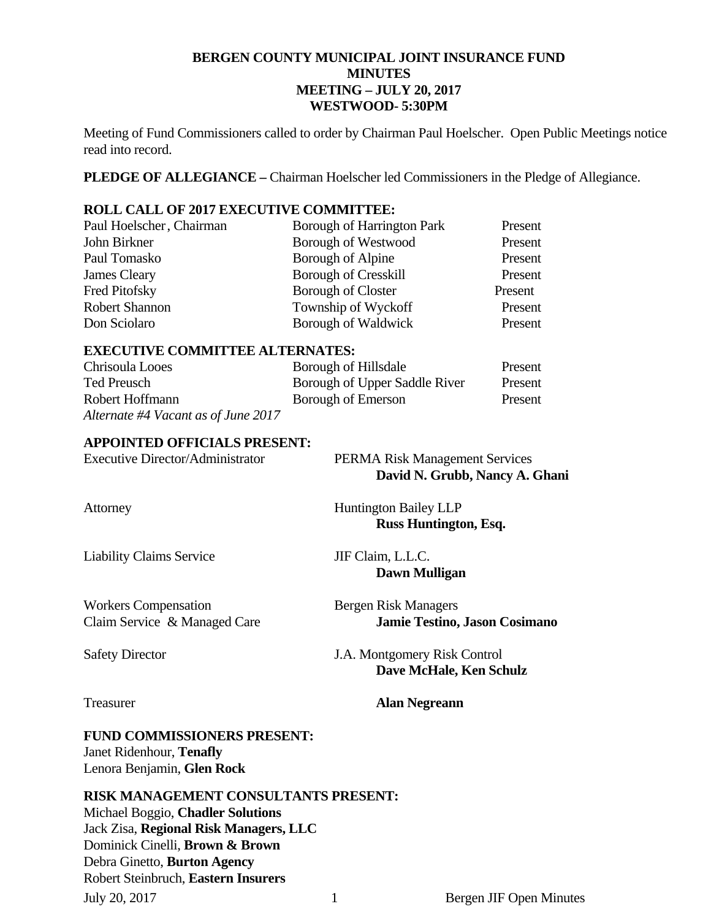# BERGEN COUNTY MUNICIPAL JOINT INSURANCE FUND
## MINUTES
## MEETING – JULY 20, 2017
## WESTWOOD- 5:30PM

Meeting of Fund Commissioners called to order by Chairman Paul Hoelscher. Open Public Meetings notice read into record.

**PLEDGE OF ALLEGIANCE –** Chairman Hoelscher led Commissioners in the Pledge of Allegiance.

**ROLL CALL OF 2017 EXECUTIVE COMMITTEE:**

| | | |
|---|---|---|
| Paul Hoelscher, Chairman | Borough of Harrington Park | Present |
| John Birkner | Borough of Westwood | Present |
| Paul Tomasko | Borough of Alpine | Present |
| James Cleary | Borough of Cresskill | Present |
| Fred Pitofsky | Borough of Closter | Present |
| Robert Shannon | Township of Wyckoff | Present |
| Don Sciolaro | Borough of Waldwick | Present |

**EXECUTIVE COMMITTEE ALTERNATES:**

| | | |
|---|---|---|
| Chrisoula Looes | Borough of Hillsdale | Present |
| Ted Preusch | Borough of Upper Saddle River | Present |
| Robert Hoffmann | Borough of Emerson | Present |

*Alternate #4 Vacant as of June 2017*

**APPOINTED OFFICIALS PRESENT:**

| | |
|---|---|
| Executive Director/Administrator | PERMA Risk Management Services<br>**David N. Grubb, Nancy A. Ghani** |
| Attorney | Huntington Bailey LLP<br>**Russ Huntington, Esq.** |
| Liability Claims Service | JIF Claim, L.L.C.<br>**Dawn Mulligan** |
| Workers Compensation<br>Claim Service & Managed Care | Bergen Risk Managers<br>**Jamie Testino, Jason Cosimano** |
| Safety Director | J.A. Montgomery Risk Control<br>**Dave McHale, Ken Schulz** |
| Treasurer | **Alan Negreann** |

**FUND COMMISSIONERS PRESENT:**

Janet Ridenhour, **Tenafly**
Lenora Benjamin, **Glen Rock**

**RISK MANAGEMENT CONSULTANTS PRESENT:**

Michael Boggio, **Chadler Solutions**
Jack Zisa, **Regional Risk Managers, LLC**
Dominick Cinelli, **Brown & Brown**
Debra Ginetto, **Burton Agency**
Robert Steinbruch, **Eastern Insurers**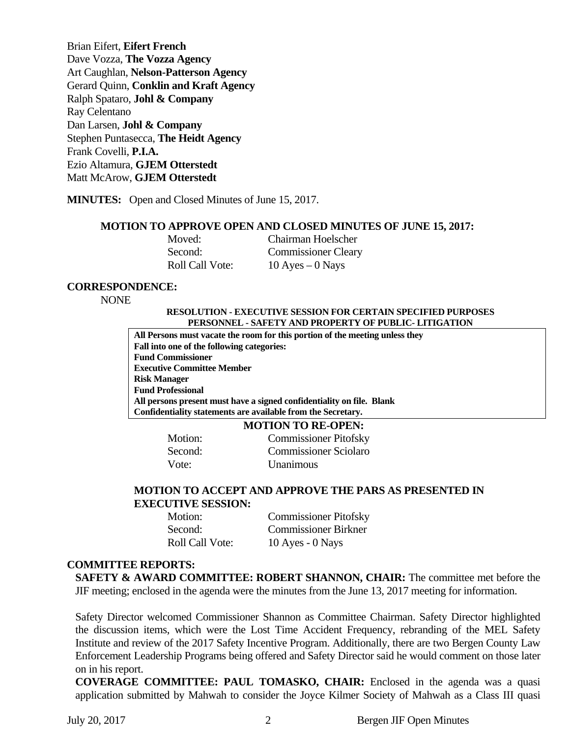Brian Eifert, **Eifert French**
Dave Vozza, **The Vozza Agency**
Art Caughlan, **Nelson-Patterson Agency**
Gerard Quinn, **Conklin and Kraft Agency**
Ralph Spataro, **Johl & Company**
Ray Celentano
Dan Larsen, **Johl & Company**
Stephen Puntasecca, **The Heidt Agency**
Frank Covelli, **P.I.A.**
Ezio Altamura, **GJEM Otterstedt**
Matt McArow, **GJEM Otterstedt**

**MINUTES:** Open and Closed Minutes of June 15, 2017.

**MOTION TO APPROVE OPEN AND CLOSED MINUTES OF JUNE 15, 2017:**

| | |
|---|---|
| Moved: | Chairman Hoelscher |
| Second: | Commissioner Cleary |
| Roll Call Vote: | 10 Ayes – 0 Nays |

**CORRESPONDENCE:**

NONE

**RESOLUTION - EXECUTIVE SESSION FOR CERTAIN SPECIFIED PURPOSES PERSONNEL - SAFETY AND PROPERTY OF PUBLIC- LITIGATION**

**All Persons must vacate the room for this portion of the meeting unless they Fall into one of the following categories:**
**Fund Commissioner**
**Executive Committee Member**
**Risk Manager**
**Fund Professional**
**All persons present must have a signed confidentiality on file. Blank Confidentiality statements are available from the Secretary.**

**MOTION TO RE-OPEN:**

| | |
|---|---|
| Motion: | Commissioner Pitofsky |
| Second: | Commissioner Sciolaro |
| Vote: | Unanimous |

**MOTION TO ACCEPT AND APPROVE THE PARS AS PRESENTED IN EXECUTIVE SESSION:**

| | |
|---|---|
| Motion: | Commissioner Pitofsky |
| Second: | Commissioner Birkner |
| Roll Call Vote: | 10 Ayes - 0 Nays |

**COMMITTEE REPORTS:**

**SAFETY & AWARD COMMITTEE: ROBERT SHANNON, CHAIR:** The committee met before the JIF meeting; enclosed in the agenda were the minutes from the June 13, 2017 meeting for information.

Safety Director welcomed Commissioner Shannon as Committee Chairman. Safety Director highlighted the discussion items, which were the Lost Time Accident Frequency, rebranding of the MEL Safety Institute and review of the 2017 Safety Incentive Program. Additionally, there are two Bergen County Law Enforcement Leadership Programs being offered and Safety Director said he would comment on those later on in his report.

**COVERAGE COMMITTEE: PAUL TOMASKO, CHAIR:** Enclosed in the agenda was a quasi application submitted by Mahwah to consider the Joyce Kilmer Society of Mahwah as a Class III quasi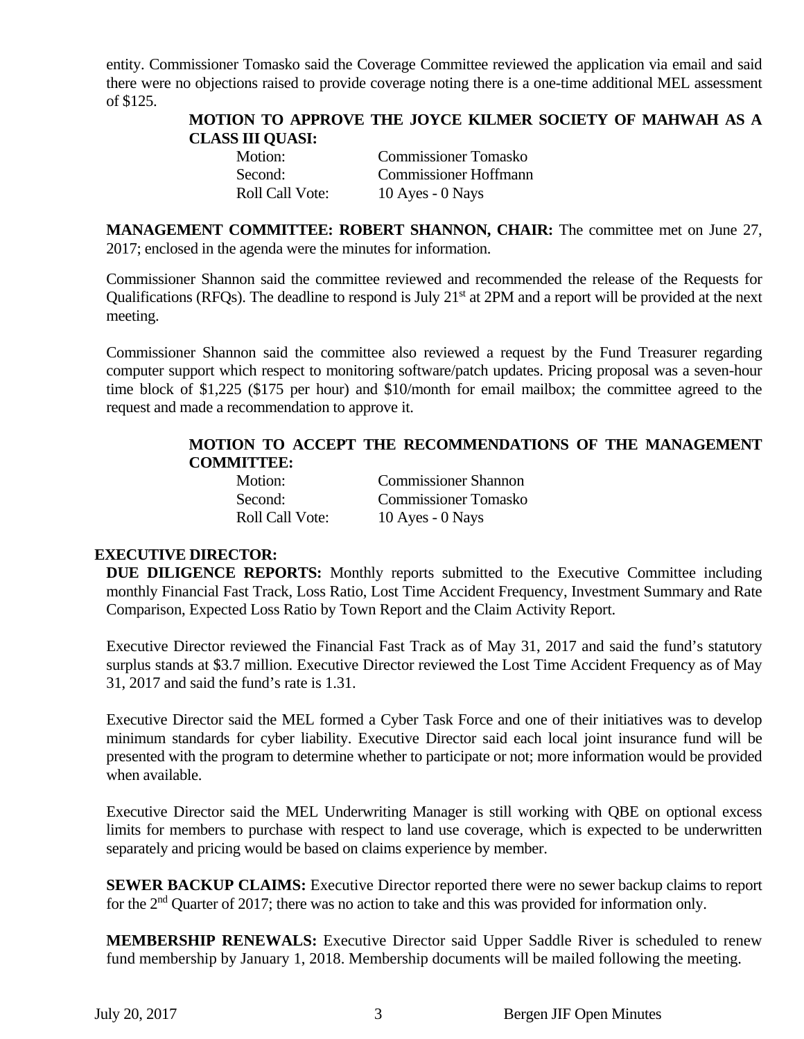entity. Commissioner Tomasko said the Coverage Committee reviewed the application via email and said there were no objections raised to provide coverage noting there is a one-time additional MEL assessment of $125.

**MOTION TO APPROVE THE JOYCE KILMER SOCIETY OF MAHWAH AS A CLASS III QUASI:**

| | |
|---|---|
| Motion: | Commissioner Tomasko |
| Second: | Commissioner Hoffmann |
| Roll Call Vote: | 10 Ayes - 0 Nays |

**MANAGEMENT COMMITTEE: ROBERT SHANNON, CHAIR:** The committee met on June 27, 2017; enclosed in the agenda were the minutes for information.

Commissioner Shannon said the committee reviewed and recommended the release of the Requests for Qualifications (RFQs). The deadline to respond is July 21st at 2PM and a report will be provided at the next meeting.

Commissioner Shannon said the committee also reviewed a request by the Fund Treasurer regarding computer support which respect to monitoring software/patch updates. Pricing proposal was a seven-hour time block of $1,225 ($175 per hour) and $10/month for email mailbox; the committee agreed to the request and made a recommendation to approve it.

**MOTION TO ACCEPT THE RECOMMENDATIONS OF THE MANAGEMENT COMMITTEE:**

| | |
|---|---|
| Motion: | Commissioner Shannon |
| Second: | Commissioner Tomasko |
| Roll Call Vote: | 10 Ayes - 0 Nays |

**EXECUTIVE DIRECTOR:**

**DUE DILIGENCE REPORTS:** Monthly reports submitted to the Executive Committee including monthly Financial Fast Track, Loss Ratio, Lost Time Accident Frequency, Investment Summary and Rate Comparison, Expected Loss Ratio by Town Report and the Claim Activity Report.

Executive Director reviewed the Financial Fast Track as of May 31, 2017 and said the fund's statutory surplus stands at $3.7 million. Executive Director reviewed the Lost Time Accident Frequency as of May 31, 2017 and said the fund's rate is 1.31.

Executive Director said the MEL formed a Cyber Task Force and one of their initiatives was to develop minimum standards for cyber liability. Executive Director said each local joint insurance fund will be presented with the program to determine whether to participate or not; more information would be provided when available.

Executive Director said the MEL Underwriting Manager is still working with QBE on optional excess limits for members to purchase with respect to land use coverage, which is expected to be underwritten separately and pricing would be based on claims experience by member.

**SEWER BACKUP CLAIMS:** Executive Director reported there were no sewer backup claims to report for the 2nd Quarter of 2017; there was no action to take and this was provided for information only.

**MEMBERSHIP RENEWALS:** Executive Director said Upper Saddle River is scheduled to renew fund membership by January 1, 2018. Membership documents will be mailed following the meeting.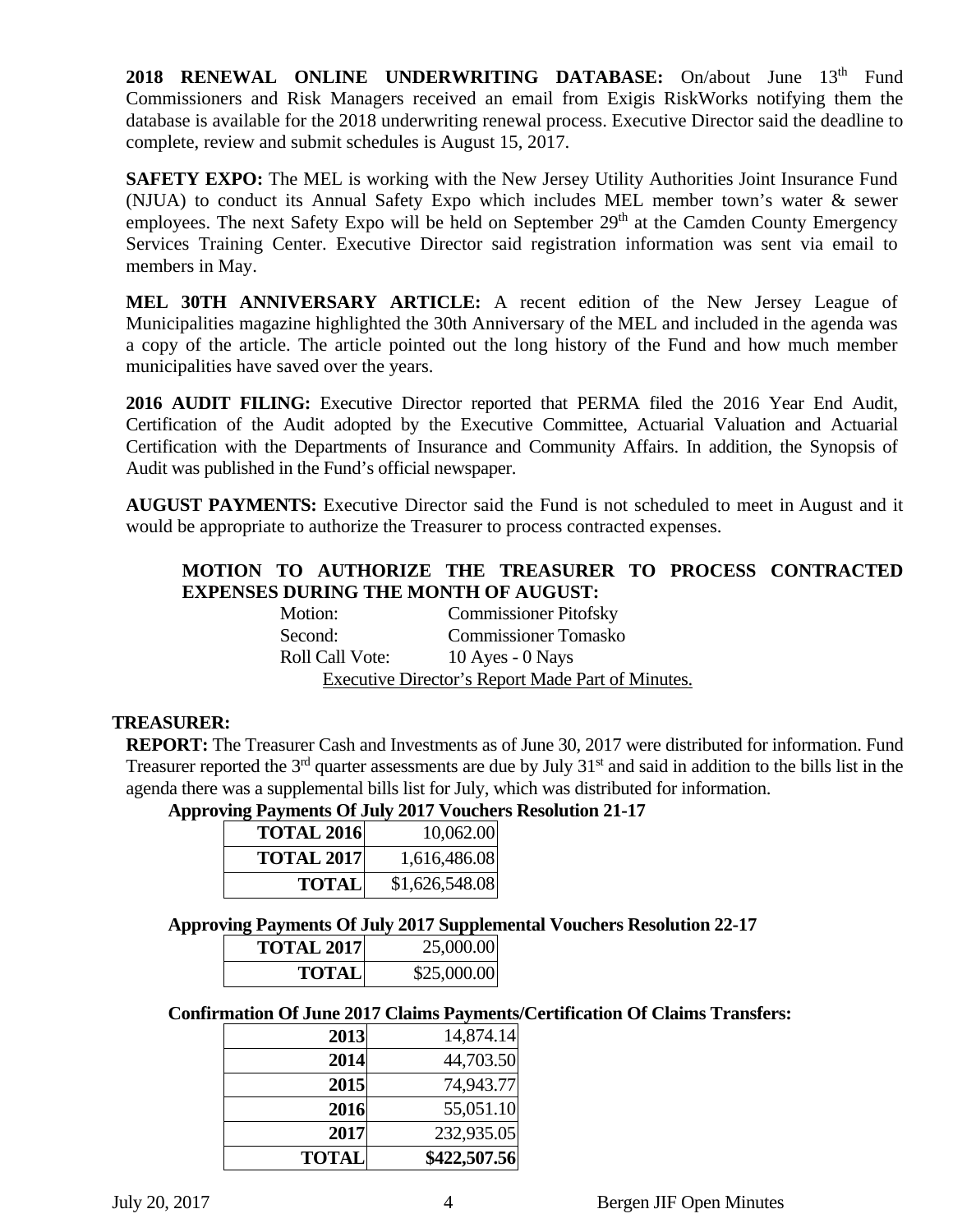**2018 RENEWAL ONLINE UNDERWRITING DATABASE:** On/about June 13th Fund Commissioners and Risk Managers received an email from Exigis RiskWorks notifying them the database is available for the 2018 underwriting renewal process. Executive Director said the deadline to complete, review and submit schedules is August 15, 2017.

**SAFETY EXPO:** The MEL is working with the New Jersey Utility Authorities Joint Insurance Fund (NJUA) to conduct its Annual Safety Expo which includes MEL member town's water & sewer employees. The next Safety Expo will be held on September 29th at the Camden County Emergency Services Training Center. Executive Director said registration information was sent via email to members in May.

**MEL 30TH ANNIVERSARY ARTICLE:** A recent edition of the New Jersey League of Municipalities magazine highlighted the 30th Anniversary of the MEL and included in the agenda was a copy of the article. The article pointed out the long history of the Fund and how much member municipalities have saved over the years.

**2016 AUDIT FILING:** Executive Director reported that PERMA filed the 2016 Year End Audit, Certification of the Audit adopted by the Executive Committee, Actuarial Valuation and Actuarial Certification with the Departments of Insurance and Community Affairs. In addition, the Synopsis of Audit was published in the Fund's official newspaper.

**AUGUST PAYMENTS:** Executive Director said the Fund is not scheduled to meet in August and it would be appropriate to authorize the Treasurer to process contracted expenses.

**MOTION TO AUTHORIZE THE TREASURER TO PROCESS CONTRACTED EXPENSES DURING THE MONTH OF AUGUST:**

Motion: Commissioner Pitofsky
Second: Commissioner Tomasko
Roll Call Vote: 10 Ayes - 0 Nays

Executive Director's Report Made Part of Minutes.

**TREASURER:**

**REPORT:** The Treasurer Cash and Investments as of June 30, 2017 were distributed for information. Fund Treasurer reported the 3rd quarter assessments are due by July 31st and said in addition to the bills list in the agenda there was a supplemental bills list for July, which was distributed for information.

**Approving Payments Of July 2017 Vouchers Resolution 21-17**

| | |
|---|---|
| **TOTAL 2016** | 10,062.00 |
| **TOTAL 2017** | 1,616,486.08 |
| **TOTAL** | $1,626,548.08 |

**Approving Payments Of July 2017 Supplemental Vouchers Resolution 22-17**

| | |
|---|---|
| **TOTAL 2017** | 25,000.00 |
| **TOTAL** | $25,000.00 |

**Confirmation Of June 2017 Claims Payments/Certification Of Claims Transfers:**

| | |
|---|---|
| **2013** | 14,874.14 |
| **2014** | 44,703.50 |
| **2015** | 74,943.77 |
| **2016** | 55,051.10 |
| **2017** | 232,935.05 |
| **TOTAL** | **$422,507.56** |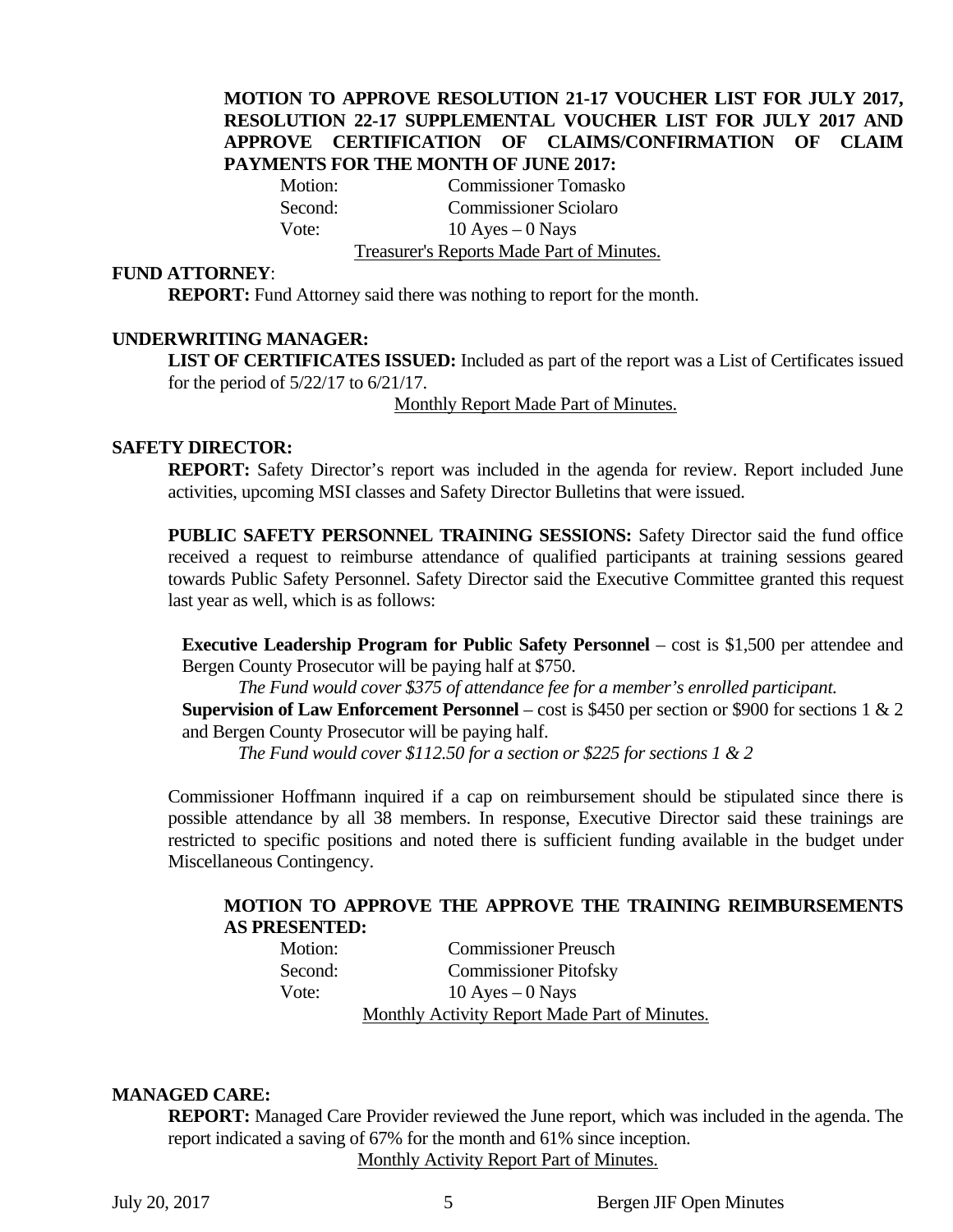**MOTION TO APPROVE RESOLUTION 21-17 VOUCHER LIST FOR JULY 2017, RESOLUTION 22-17 SUPPLEMENTAL VOUCHER LIST FOR JULY 2017 AND APPROVE CERTIFICATION OF CLAIMS/CONFIRMATION OF CLAIM PAYMENTS FOR THE MONTH OF JUNE 2017:**

Motion: Commissioner Tomasko
Second: Commissioner Sciolaro
Vote: 10 Ayes – 0 Nays

Treasurer's Reports Made Part of Minutes.

**FUND ATTORNEY**:

**REPORT:** Fund Attorney said there was nothing to report for the month.

**UNDERWRITING MANAGER:**

**LIST OF CERTIFICATES ISSUED:** Included as part of the report was a List of Certificates issued for the period of 5/22/17 to 6/21/17.

Monthly Report Made Part of Minutes.

**SAFETY DIRECTOR:**

**REPORT:** Safety Director's report was included in the agenda for review. Report included June activities, upcoming MSI classes and Safety Director Bulletins that were issued.

**PUBLIC SAFETY PERSONNEL TRAINING SESSIONS:** Safety Director said the fund office received a request to reimburse attendance of qualified participants at training sessions geared towards Public Safety Personnel. Safety Director said the Executive Committee granted this request last year as well, which is as follows:

**Executive Leadership Program for Public Safety Personnel** – cost is $1,500 per attendee and Bergen County Prosecutor will be paying half at $750.

*The Fund would cover $375 of attendance fee for a member's enrolled participant.*

**Supervision of Law Enforcement Personnel** – cost is $450 per section or $900 for sections 1 & 2 and Bergen County Prosecutor will be paying half.

*The Fund would cover $112.50 for a section or $225 for sections 1 & 2*

Commissioner Hoffmann inquired if a cap on reimbursement should be stipulated since there is possible attendance by all 38 members. In response, Executive Director said these trainings are restricted to specific positions and noted there is sufficient funding available in the budget under Miscellaneous Contingency.

**MOTION TO APPROVE THE APPROVE THE TRAINING REIMBURSEMENTS AS PRESENTED:**

Motion: Commissioner Preusch
Second: Commissioner Pitofsky
Vote: 10 Ayes – 0 Nays

Monthly Activity Report Made Part of Minutes.

**MANAGED CARE:**

**REPORT:** Managed Care Provider reviewed the June report, which was included in the agenda. The report indicated a saving of 67% for the month and 61% since inception.

Monthly Activity Report Part of Minutes.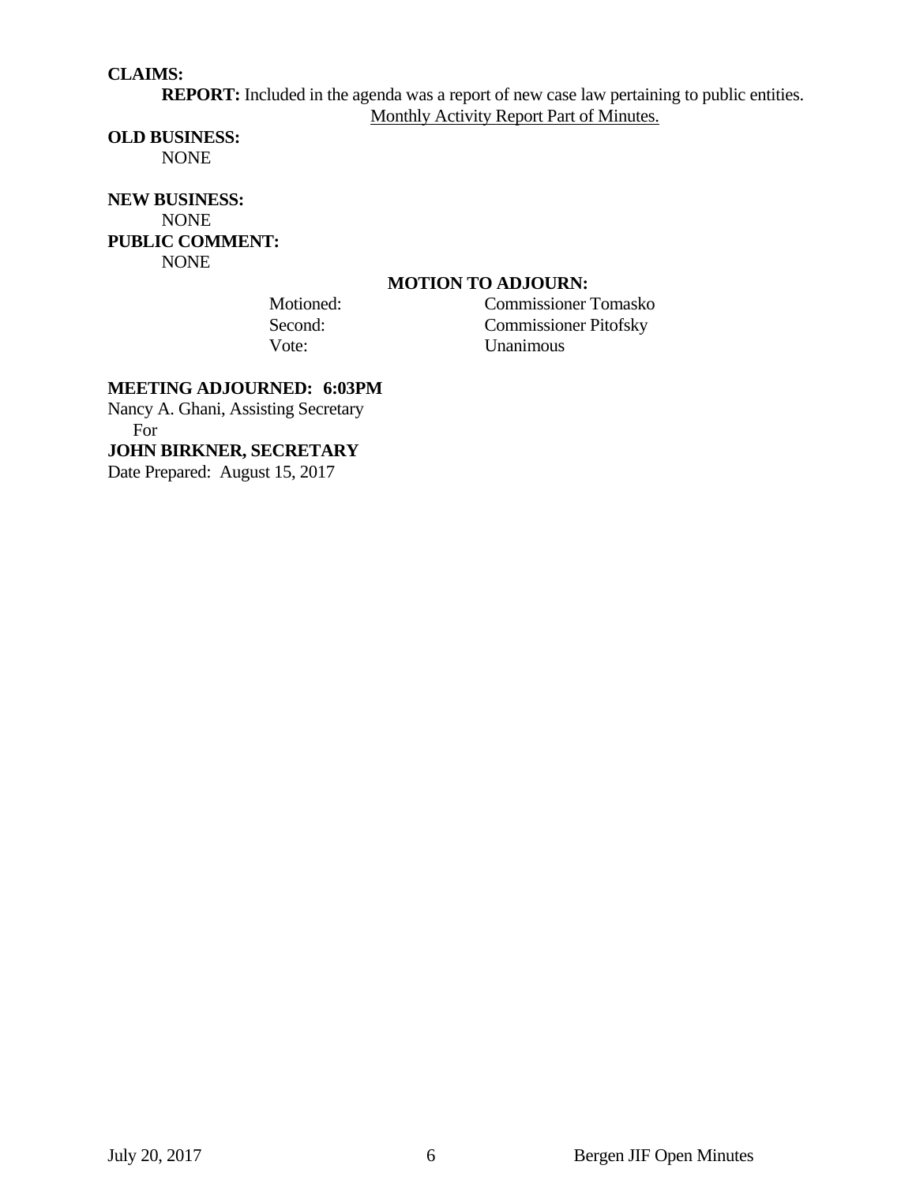**CLAIMS:**

**REPORT:** Included in the agenda was a report of new case law pertaining to public entities.

Monthly Activity Report Part of Minutes.

**OLD BUSINESS:**

NONE

**NEW BUSINESS:**

NONE

**PUBLIC COMMENT:**

NONE

**MOTION TO ADJOURN:**

| | |
|---|---|
| Motioned: | Commissioner Tomasko |
| Second: | Commissioner Pitofsky |
| Vote: | Unanimous |

**MEETING ADJOURNED: 6:03PM**

Nancy A. Ghani, Assisting Secretary
For
**JOHN BIRKNER, SECRETARY**
Date Prepared: August 15, 2017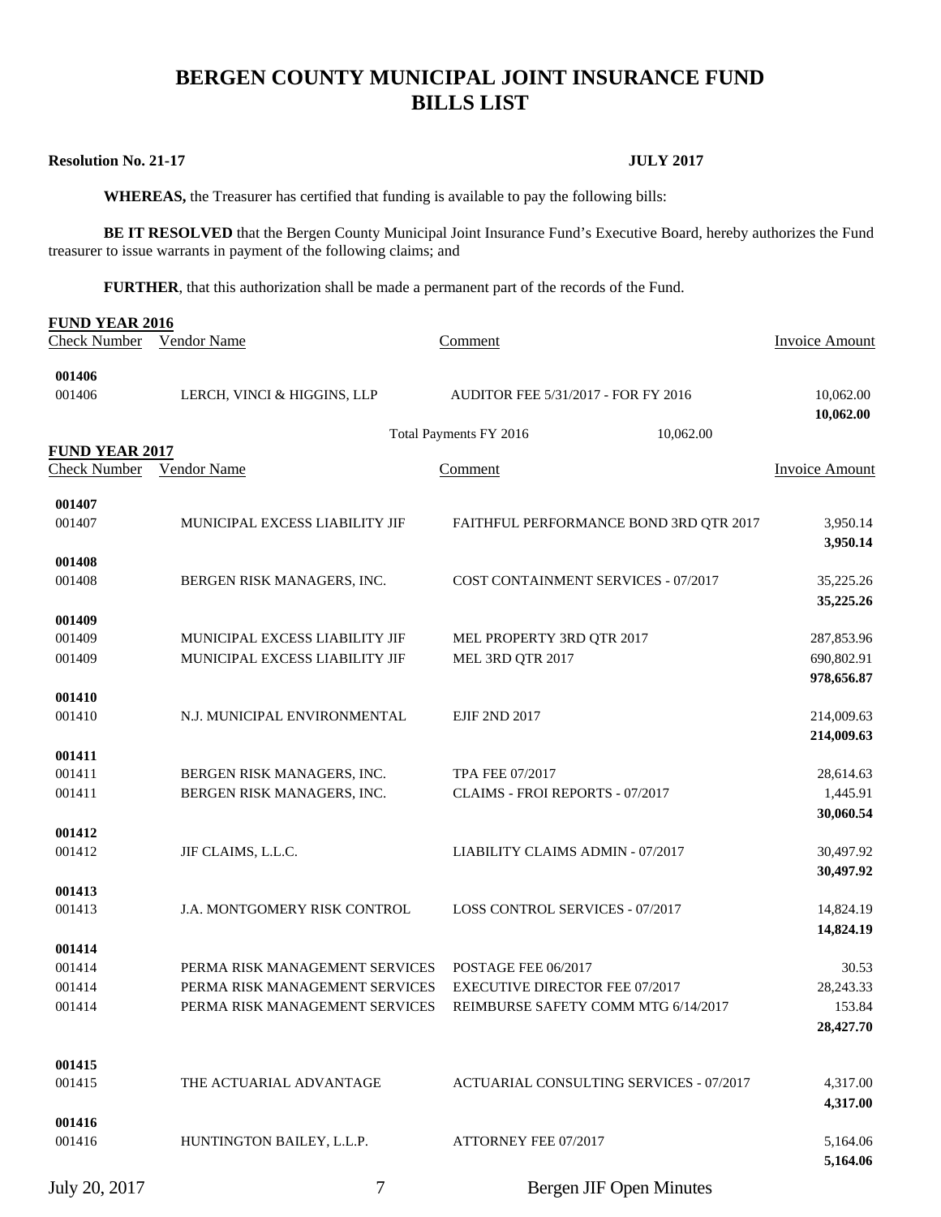# BERGEN COUNTY MUNICIPAL JOINT INSURANCE FUND
# BILLS LIST

**Resolution No. 21-17** **JULY 2017**

**WHEREAS,** the Treasurer has certified that funding is available to pay the following bills:

**BE IT RESOLVED** that the Bergen County Municipal Joint Insurance Fund's Executive Board, hereby authorizes the Fund treasurer to issue warrants in payment of the following claims; and

**FURTHER**, that this authorization shall be made a permanent part of the records of the Fund.

**FUND YEAR 2016**

| Check Number | Vendor Name | Comment | Invoice Amount |
|---|---|---|---|
| **001406** | | | |
| 001406 | LERCH, VINCI & HIGGINS, LLP | AUDITOR FEE 5/31/2017 - FOR FY 2016 | 10,062.00 |
| | | | **10,062.00** |
| | | Total Payments FY 2016 10,062.00 | |

**FUND YEAR 2017**

| Check Number | Vendor Name | Comment | Invoice Amount |
|---|---|---|---|
| **001407** | | | |
| 001407 | MUNICIPAL EXCESS LIABILITY JIF | FAITHFUL PERFORMANCE BOND 3RD QTR 2017 | 3,950.14 |
| | | | **3,950.14** |
| **001408** | | | |
| 001408 | BERGEN RISK MANAGERS, INC. | COST CONTAINMENT SERVICES - 07/2017 | 35,225.26 |
| | | | **35,225.26** |
| **001409** | | | |
| 001409 | MUNICIPAL EXCESS LIABILITY JIF | MEL PROPERTY 3RD QTR 2017 | 287,853.96 |
| 001409 | MUNICIPAL EXCESS LIABILITY JIF | MEL 3RD QTR 2017 | 690,802.91 |
| | | | **978,656.87** |
| **001410** | | | |
| 001410 | N.J. MUNICIPAL ENVIRONMENTAL | EJIF 2ND 2017 | 214,009.63 |
| | | | **214,009.63** |
| **001411** | | | |
| 001411 | BERGEN RISK MANAGERS, INC. | TPA FEE 07/2017 | 28,614.63 |
| 001411 | BERGEN RISK MANAGERS, INC. | CLAIMS - FROI REPORTS - 07/2017 | 1,445.91 |
| | | | **30,060.54** |
| **001412** | | | |
| 001412 | JIF CLAIMS, L.L.C. | LIABILITY CLAIMS ADMIN - 07/2017 | 30,497.92 |
| | | | **30,497.92** |
| **001413** | | | |
| 001413 | J.A. MONTGOMERY RISK CONTROL | LOSS CONTROL SERVICES - 07/2017 | 14,824.19 |
| | | | **14,824.19** |
| **001414** | | | |
| 001414 | PERMA RISK MANAGEMENT SERVICES | POSTAGE FEE 06/2017 | 30.53 |
| 001414 | PERMA RISK MANAGEMENT SERVICES | EXECUTIVE DIRECTOR FEE 07/2017 | 28,243.33 |
| 001414 | PERMA RISK MANAGEMENT SERVICES | REIMBURSE SAFETY COMM MTG 6/14/2017 | 153.84 |
| | | | **28,427.70** |
| **001415** | | | |
| 001415 | THE ACTUARIAL ADVANTAGE | ACTUARIAL CONSULTING SERVICES - 07/2017 | 4,317.00 |
| | | | **4,317.00** |
| **001416** | | | |
| 001416 | HUNTINGTON BAILEY, L.L.P. | ATTORNEY FEE 07/2017 | 5,164.06 |
| | | | **5,164.06** |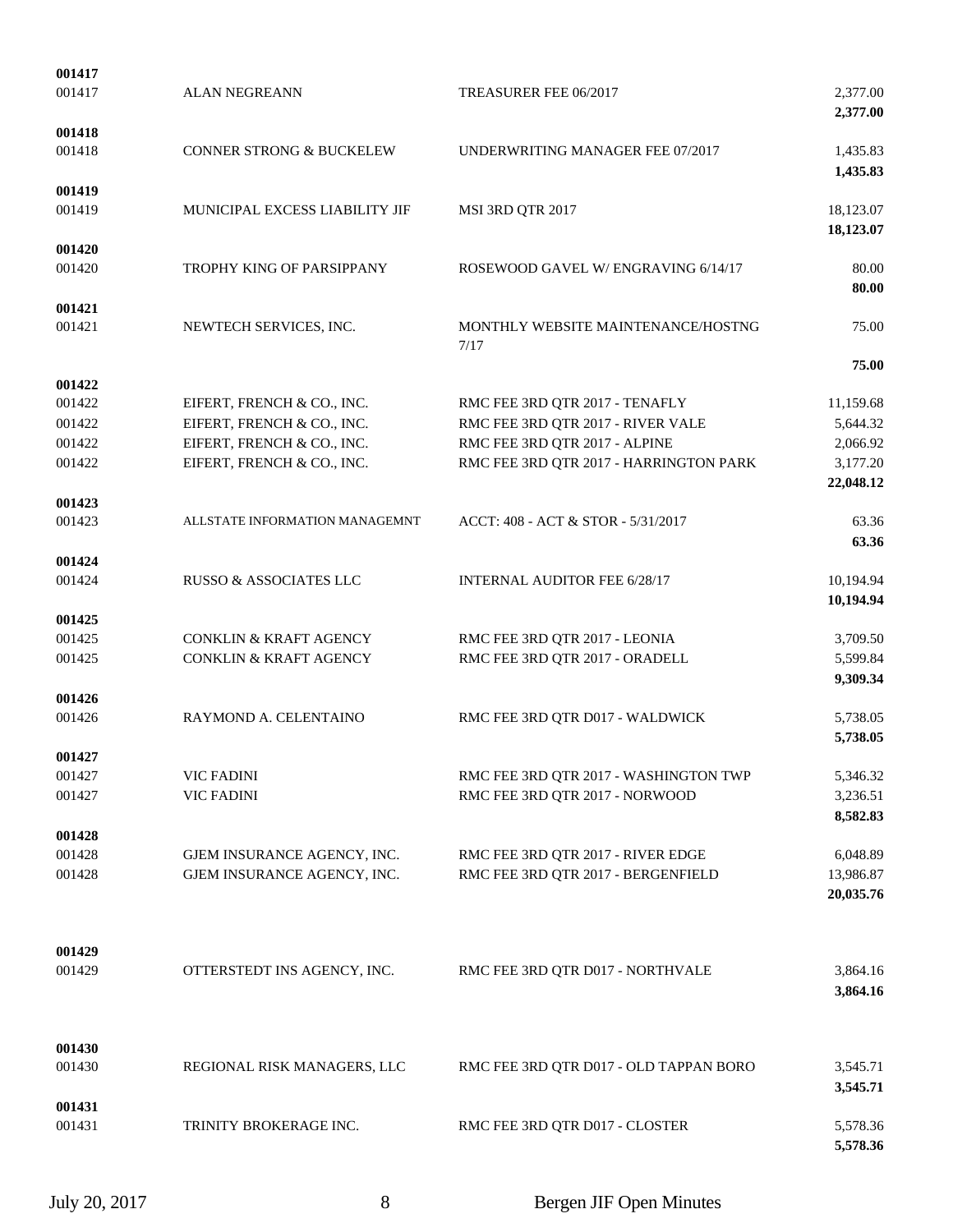| Check | Vendor | Description | Amount |
|---|---|---|---|
| **001417** | | | |
| 001417 | ALAN NEGREANN | TREASURER FEE 06/2017 | 2,377.00 |
| | | | **2,377.00** |
| **001418** | | | |
| 001418 | CONNER STRONG & BUCKELEW | UNDERWRITING MANAGER FEE 07/2017 | 1,435.83 |
| | | | **1,435.83** |
| **001419** | | | |
| 001419 | MUNICIPAL EXCESS LIABILITY JIF | MSI 3RD QTR 2017 | 18,123.07 |
| | | | **18,123.07** |
| **001420** | | | |
| 001420 | TROPHY KING OF PARSIPPANY | ROSEWOOD GAVEL W/ ENGRAVING 6/14/17 | 80.00 |
| | | | **80.00** |
| **001421** | | | |
| 001421 | NEWTECH SERVICES, INC. | MONTHLY WEBSITE MAINTENANCE/HOSTNG 7/17 | 75.00 |
| | | | **75.00** |
| **001422** | | | |
| 001422 | EIFERT, FRENCH & CO., INC. | RMC FEE 3RD QTR 2017 - TENAFLY | 11,159.68 |
| 001422 | EIFERT, FRENCH & CO., INC. | RMC FEE 3RD QTR 2017 - RIVER VALE | 5,644.32 |
| 001422 | EIFERT, FRENCH & CO., INC. | RMC FEE 3RD QTR 2017 - ALPINE | 2,066.92 |
| 001422 | EIFERT, FRENCH & CO., INC. | RMC FEE 3RD QTR 2017 - HARRINGTON PARK | 3,177.20 |
| | | | **22,048.12** |
| **001423** | | | |
| 001423 | ALLSTATE INFORMATION MANAGEMNT | ACCT: 408 - ACT & STOR - 5/31/2017 | 63.36 |
| | | | **63.36** |
| **001424** | | | |
| 001424 | RUSSO & ASSOCIATES LLC | INTERNAL AUDITOR FEE 6/28/17 | 10,194.94 |
| | | | **10,194.94** |
| **001425** | | | |
| 001425 | CONKLIN & KRAFT AGENCY | RMC FEE 3RD QTR 2017 - LEONIA | 3,709.50 |
| 001425 | CONKLIN & KRAFT AGENCY | RMC FEE 3RD QTR 2017 - ORADELL | 5,599.84 |
| | | | **9,309.34** |
| **001426** | | | |
| 001426 | RAYMOND A. CELENTAINO | RMC FEE 3RD QTR D017 - WALDWICK | 5,738.05 |
| | | | **5,738.05** |
| **001427** | | | |
| 001427 | VIC FADINI | RMC FEE 3RD QTR 2017 - WASHINGTON TWP | 5,346.32 |
| 001427 | VIC FADINI | RMC FEE 3RD QTR 2017 - NORWOOD | 3,236.51 |
| | | | **8,582.83** |
| **001428** | | | |
| 001428 | GJEM INSURANCE AGENCY, INC. | RMC FEE 3RD QTR 2017 - RIVER EDGE | 6,048.89 |
| 001428 | GJEM INSURANCE AGENCY, INC. | RMC FEE 3RD QTR 2017 - BERGENFIELD | 13,986.87 |
| | | | **20,035.76** |
| **001429** | | | |
| 001429 | OTTERSTEDT INS AGENCY, INC. | RMC FEE 3RD QTR D017 - NORTHVALE | 3,864.16 |
| | | | **3,864.16** |
| **001430** | | | |
| 001430 | REGIONAL RISK MANAGERS, LLC | RMC FEE 3RD QTR D017 - OLD TAPPAN BORO | 3,545.71 |
| | | | **3,545.71** |
| **001431** | | | |
| 001431 | TRINITY BROKERAGE INC. | RMC FEE 3RD QTR D017 - CLOSTER | 5,578.36 |
| | | | **5,578.36** |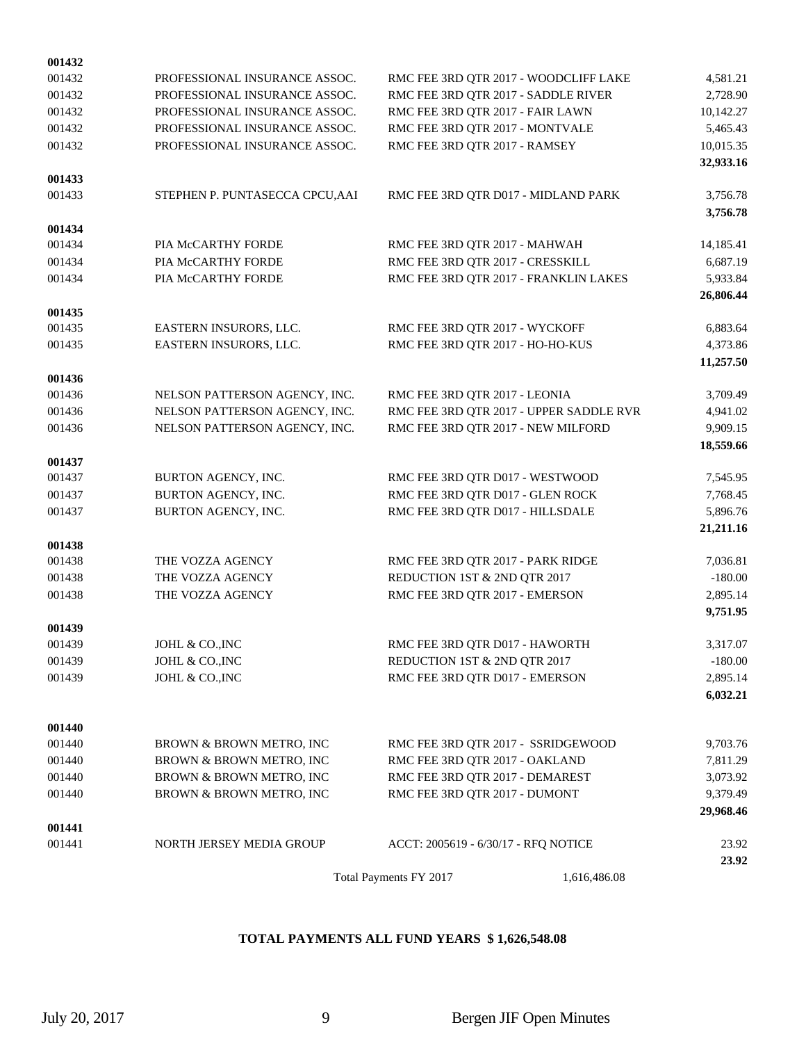| | | | |
|---|---|---|---|
| **001432** | | | |
| 001432 | PROFESSIONAL INSURANCE ASSOC. | RMC FEE 3RD QTR 2017 - WOODCLIFF LAKE | 4,581.21 |
| 001432 | PROFESSIONAL INSURANCE ASSOC. | RMC FEE 3RD QTR 2017 - SADDLE RIVER | 2,728.90 |
| 001432 | PROFESSIONAL INSURANCE ASSOC. | RMC FEE 3RD QTR 2017 - FAIR LAWN | 10,142.27 |
| 001432 | PROFESSIONAL INSURANCE ASSOC. | RMC FEE 3RD QTR 2017 - MONTVALE | 5,465.43 |
| 001432 | PROFESSIONAL INSURANCE ASSOC. | RMC FEE 3RD QTR 2017 - RAMSEY | 10,015.35 |
| | | | **32,933.16** |
| **001433** | | | |
| 001433 | STEPHEN P. PUNTASECCA CPCU,AAI | RMC FEE 3RD QTR D017 - MIDLAND PARK | 3,756.78 |
| | | | **3,756.78** |
| **001434** | | | |
| 001434 | PIA McCARTHY FORDE | RMC FEE 3RD QTR 2017 - MAHWAH | 14,185.41 |
| 001434 | PIA McCARTHY FORDE | RMC FEE 3RD QTR 2017 - CRESSKILL | 6,687.19 |
| 001434 | PIA McCARTHY FORDE | RMC FEE 3RD QTR 2017 - FRANKLIN LAKES | 5,933.84 |
| | | | **26,806.44** |
| **001435** | | | |
| 001435 | EASTERN INSURORS, LLC. | RMC FEE 3RD QTR 2017 - WYCKOFF | 6,883.64 |
| 001435 | EASTERN INSURORS, LLC. | RMC FEE 3RD QTR 2017 - HO-HO-KUS | 4,373.86 |
| | | | **11,257.50** |
| **001436** | | | |
| 001436 | NELSON PATTERSON AGENCY, INC. | RMC FEE 3RD QTR 2017 - LEONIA | 3,709.49 |
| 001436 | NELSON PATTERSON AGENCY, INC. | RMC FEE 3RD QTR 2017 - UPPER SADDLE RVR | 4,941.02 |
| 001436 | NELSON PATTERSON AGENCY, INC. | RMC FEE 3RD QTR 2017 - NEW MILFORD | 9,909.15 |
| | | | **18,559.66** |
| **001437** | | | |
| 001437 | BURTON AGENCY, INC. | RMC FEE 3RD QTR D017 - WESTWOOD | 7,545.95 |
| 001437 | BURTON AGENCY, INC. | RMC FEE 3RD QTR D017 - GLEN ROCK | 7,768.45 |
| 001437 | BURTON AGENCY, INC. | RMC FEE 3RD QTR D017 - HILLSDALE | 5,896.76 |
| | | | **21,211.16** |
| **001438** | | | |
| 001438 | THE VOZZA AGENCY | RMC FEE 3RD QTR 2017 - PARK RIDGE | 7,036.81 |
| 001438 | THE VOZZA AGENCY | REDUCTION 1ST & 2ND QTR 2017 | -180.00 |
| 001438 | THE VOZZA AGENCY | RMC FEE 3RD QTR 2017 - EMERSON | 2,895.14 |
| | | | **9,751.95** |
| **001439** | | | |
| 001439 | JOHL & CO.,INC | RMC FEE 3RD QTR D017 - HAWORTH | 3,317.07 |
| 001439 | JOHL & CO.,INC | REDUCTION 1ST & 2ND QTR 2017 | -180.00 |
| 001439 | JOHL & CO.,INC | RMC FEE 3RD QTR D017 - EMERSON | 2,895.14 |
| | | | **6,032.21** |
| **001440** | | | |
| 001440 | BROWN & BROWN METRO, INC | RMC FEE 3RD QTR 2017 - SSRIDGEWOOD | 9,703.76 |
| 001440 | BROWN & BROWN METRO, INC | RMC FEE 3RD QTR 2017 - OAKLAND | 7,811.29 |
| 001440 | BROWN & BROWN METRO, INC | RMC FEE 3RD QTR 2017 - DEMAREST | 3,073.92 |
| 001440 | BROWN & BROWN METRO, INC | RMC FEE 3RD QTR 2017 - DUMONT | 9,379.49 |
| | | | **29,968.46** |
| **001441** | | | |
| 001441 | NORTH JERSEY MEDIA GROUP | ACCT: 2005619 - 6/30/17 - RFQ NOTICE | 23.92 |
| | | | **23.92** |
| | | Total Payments FY 2017 | 1,616,486.08 |

**TOTAL PAYMENTS ALL FUND YEARS $ 1,626,548.08**